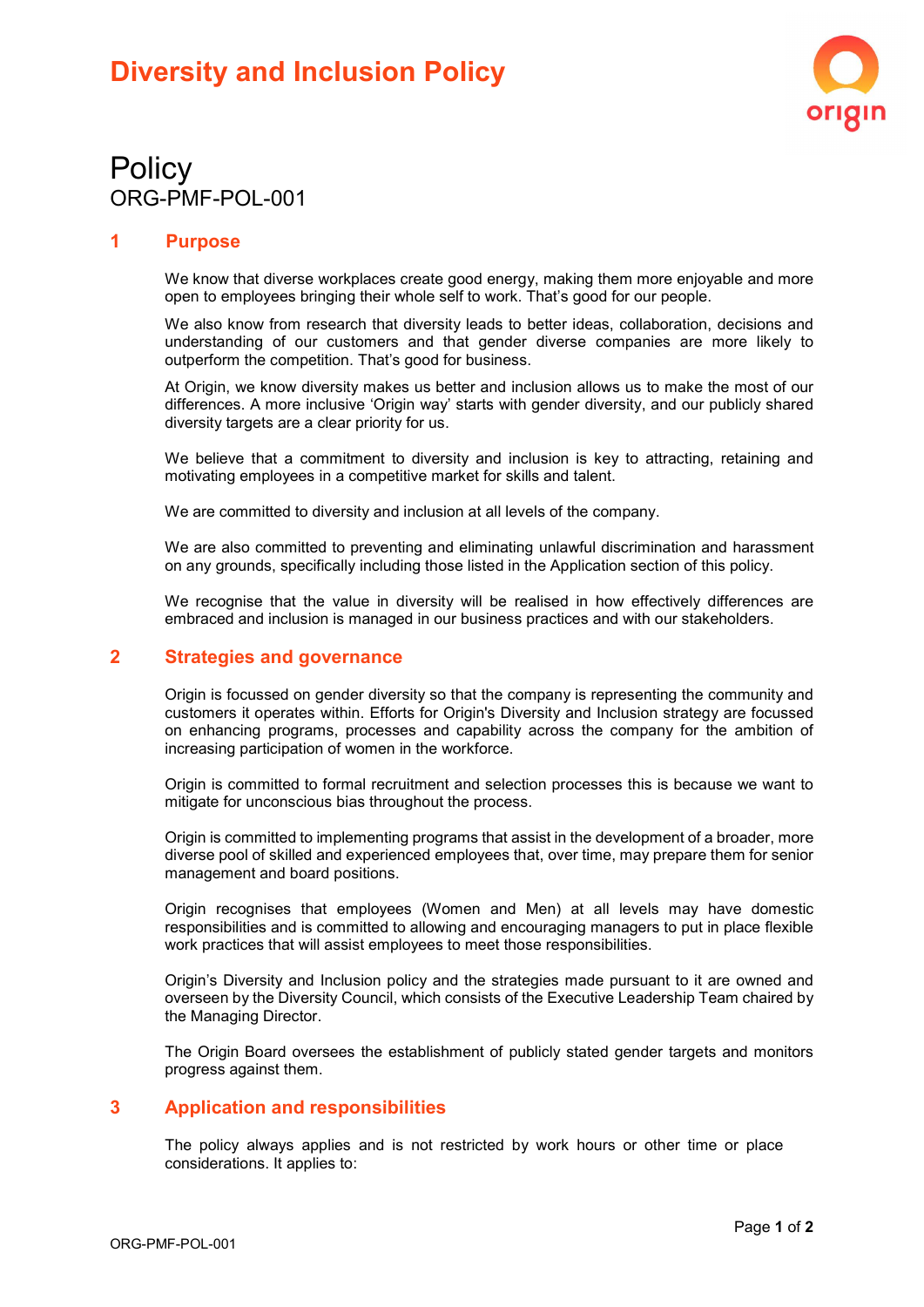# Diversity and Inclusion Policy

## Policy
ORG-PMF-POL-001

## 1 Purpose

We know that diverse workplaces create good energy, making them more enjoyable and more open to employees bringing their whole self to work. That's good for our people.

We also know from research that diversity leads to better ideas, collaboration, decisions and understanding of our customers and that gender diverse companies are more likely to outperform the competition. That's good for business.

At Origin, we know diversity makes us better and inclusion allows us to make the most of our differences. A more inclusive 'Origin way' starts with gender diversity, and our publicly shared diversity targets are a clear priority for us.

We believe that a commitment to diversity and inclusion is key to attracting, retaining and motivating employees in a competitive market for skills and talent.

We are committed to diversity and inclusion at all levels of the company.

We are also committed to preventing and eliminating unlawful discrimination and harassment on any grounds, specifically including those listed in the Application section of this policy.

We recognise that the value in diversity will be realised in how effectively differences are embraced and inclusion is managed in our business practices and with our stakeholders.

## 2 Strategies and governance

Origin is focussed on gender diversity so that the company is representing the community and customers it operates within. Efforts for Origin's Diversity and Inclusion strategy are focussed on enhancing programs, processes and capability across the company for the ambition of increasing participation of women in the workforce.

Origin is committed to formal recruitment and selection processes this is because we want to mitigate for unconscious bias throughout the process.

Origin is committed to implementing programs that assist in the development of a broader, more diverse pool of skilled and experienced employees that, over time, may prepare them for senior management and board positions.

Origin recognises that employees (Women and Men) at all levels may have domestic responsibilities and is committed to allowing and encouraging managers to put in place flexible work practices that will assist employees to meet those responsibilities.

Origin's Diversity and Inclusion policy and the strategies made pursuant to it are owned and overseen by the Diversity Council, which consists of the Executive Leadership Team chaired by the Managing Director.

The Origin Board oversees the establishment of publicly stated gender targets and monitors progress against them.

## 3 Application and responsibilities

The policy always applies and is not restricted by work hours or other time or place considerations. It applies to: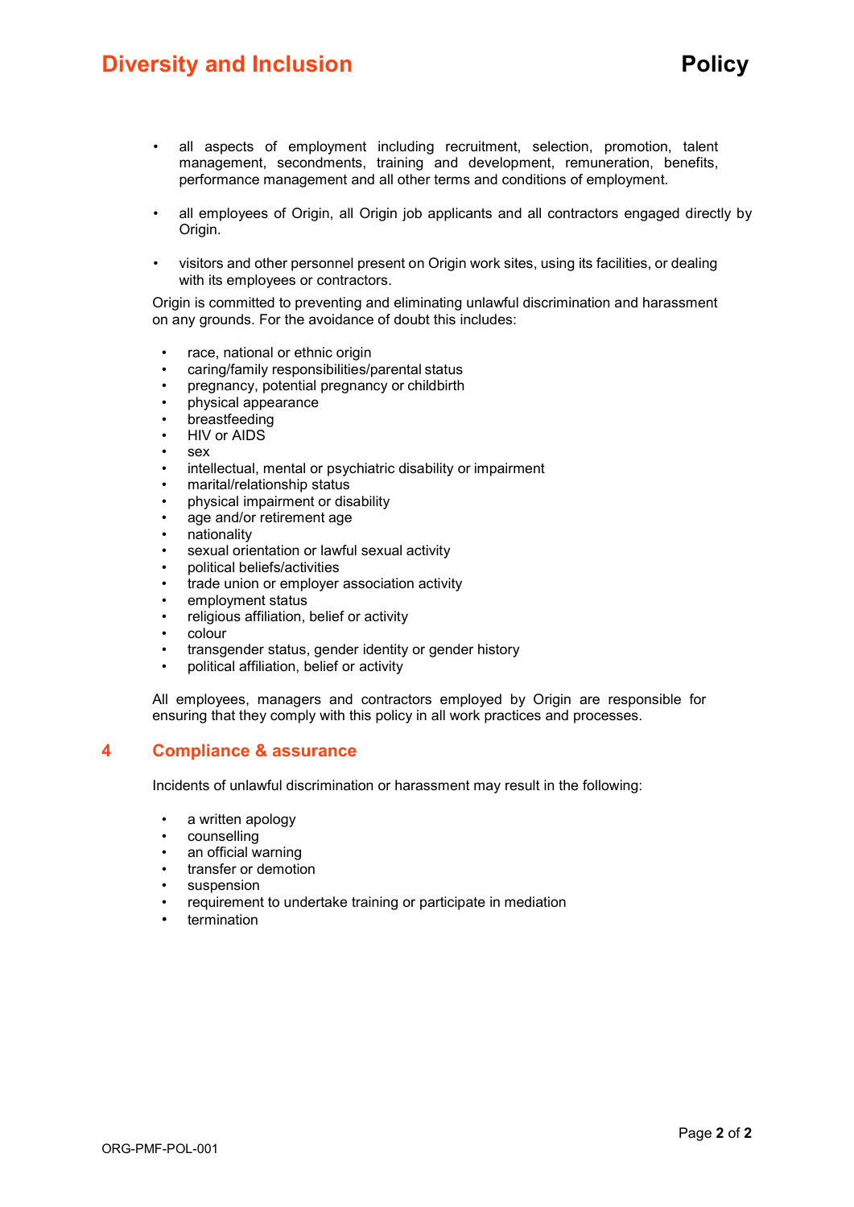- all aspects of employment including recruitment, selection, promotion, talent management, secondments, training and development, remuneration, benefits, performance management and all other terms and conditions of employment.

- all employees of Origin, all Origin job applicants and all contractors engaged directly by Origin.

- visitors and other personnel present on Origin work sites, using its facilities, or dealing with its employees or contractors.

Origin is committed to preventing and eliminating unlawful discrimination and harassment on any grounds. For the avoidance of doubt this includes:

- race, national or ethnic origin
- caring/family responsibilities/parental status
- pregnancy, potential pregnancy or childbirth
- physical appearance
- breastfeeding
- HIV or AIDS
- sex
- intellectual, mental or psychiatric disability or impairment
- marital/relationship status
- physical impairment or disability
- age and/or retirement age
- nationality
- sexual orientation or lawful sexual activity
- political beliefs/activities
- trade union or employer association activity
- employment status
- religious affiliation, belief or activity
- colour
- transgender status, gender identity or gender history
- political affiliation, belief or activity

All employees, managers and contractors employed by Origin are responsible for ensuring that they comply with this policy in all work practices and processes.

## 4 Compliance & assurance

Incidents of unlawful discrimination or harassment may result in the following:

- a written apology
- counselling
- an official warning
- transfer or demotion
- suspension
- requirement to undertake training or participate in mediation
- termination

ORG-PMF-POL-001